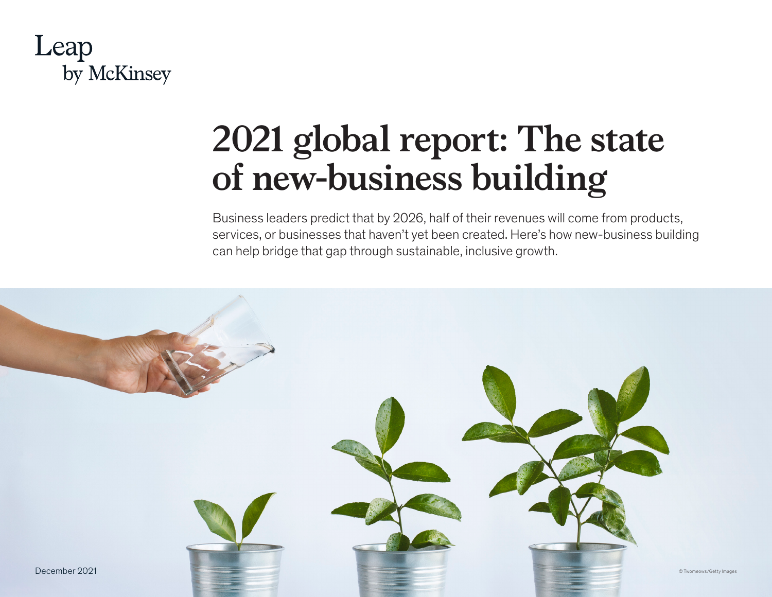Leap
by McKinsey

# 2021 global report: The state of new-business building

Business leaders predict that by 2026, half of their revenues will come from products, services, or businesses that haven't yet been created. Here's how new-business building can help bridge that gap through sustainable, inclusive growth.

December 2021

© Twomeows/Getty Images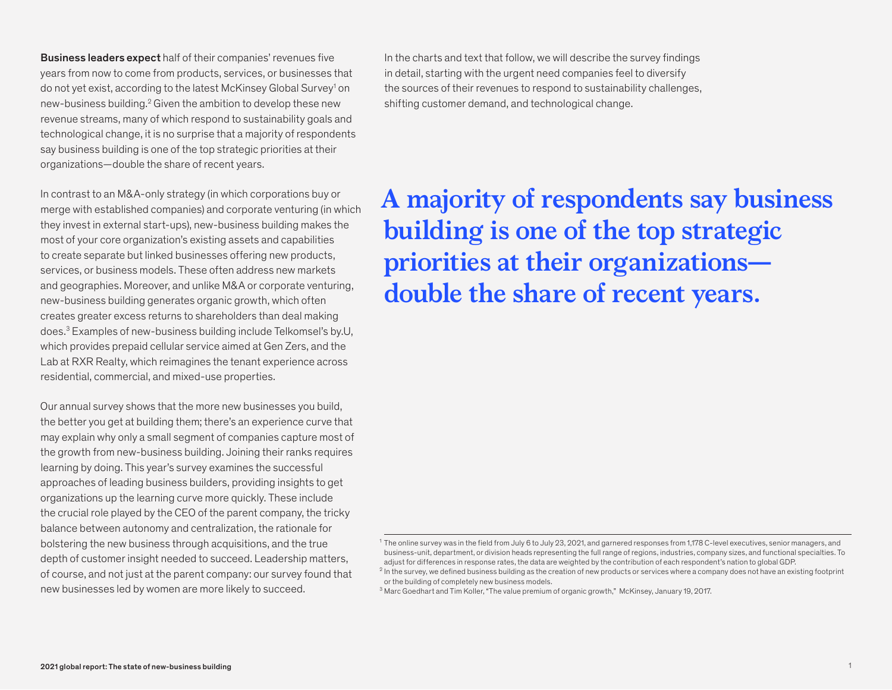**Business leaders expect** half of their companies' revenues five years from now to come from products, services, or businesses that do not yet exist, according to the latest McKinsey Global Survey[1] on new-business building.[2] Given the ambition to develop these new revenue streams, many of which respond to sustainability goals and technological change, it is no surprise that a majority of respondents say business building is one of the top strategic priorities at their organizations—double the share of recent years.

In contrast to an M&A-only strategy (in which corporations buy or merge with established companies) and corporate venturing (in which they invest in external start-ups), new-business building makes the most of your core organization's existing assets and capabilities to create separate but linked businesses offering new products, services, or business models. These often address new markets and geographies. Moreover, and unlike M&A or corporate venturing, new-business building generates organic growth, which often creates greater excess returns to shareholders than deal making does.[3] Examples of new-business building include Telkomsel's by.U, which provides prepaid cellular service aimed at Gen Zers, and the Lab at RXR Realty, which reimagines the tenant experience across residential, commercial, and mixed-use properties.

Our annual survey shows that the more new businesses you build, the better you get at building them; there's an experience curve that may explain why only a small segment of companies capture most of the growth from new-business building. Joining their ranks requires learning by doing. This year's survey examines the successful approaches of leading business builders, providing insights to get organizations up the learning curve more quickly. These include the crucial role played by the CEO of the parent company, the tricky balance between autonomy and centralization, the rationale for bolstering the new business through acquisitions, and the true depth of customer insight needed to succeed. Leadership matters, of course, and not just at the parent company: our survey found that new businesses led by women are more likely to succeed.

In the charts and text that follow, we will describe the survey findings in detail, starting with the urgent need companies feel to diversify the sources of their revenues to respond to sustainability challenges, shifting customer demand, and technological change.

## A majority of respondents say business building is one of the top strategic priorities at their organizations—double the share of recent years.

[1] The online survey was in the field from July 6 to July 23, 2021, and garnered responses from 1,178 C-level executives, senior managers, and business-unit, department, or division heads representing the full range of regions, industries, company sizes, and functional specialties. To adjust for differences in response rates, the data are weighted by the contribution of each respondent's nation to global GDP.

[2] In the survey, we defined business building as the creation of new products or services where a company does not have an existing footprint or the building of completely new business models.

[3] Marc Goedhart and Tim Koller, "The value premium of organic growth," McKinsey, January 19, 2017.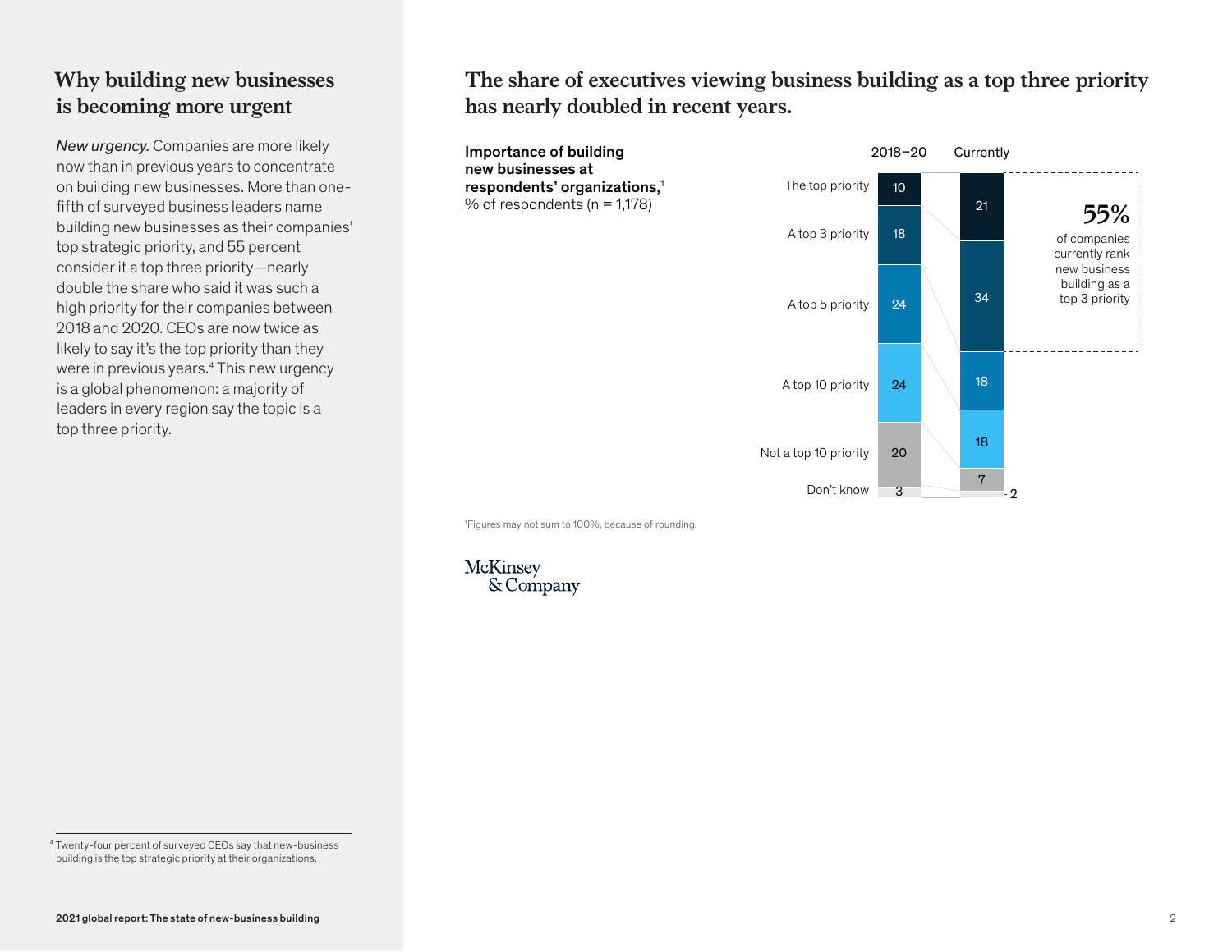## Why building new businesses is becoming more urgent

*New urgency.* Companies are more likely now than in previous years to concentrate on building new businesses. More than one-fifth of surveyed business leaders name building new businesses as their companies' top strategic priority, and 55 percent consider it a top three priority—nearly double the share who said it was such a high priority for their companies between 2018 and 2020. CEOs are now twice as likely to say it's the top priority than they were in previous years.[4] This new urgency is a global phenomenon: a majority of leaders in every region say the topic is a top three priority.

[4] Twenty-four percent of surveyed CEOs say that new-business building is the top strategic priority at their organizations.

## The share of executives viewing business building as a top three priority has nearly doubled in recent years.

**Importance of building new businesses at respondents' organizations,**[1]
% of respondents (n = 1,178)

| | 2018–20 | Currently |
|---|---|---|
| The top priority | 10 | 21 |
| A top 3 priority | 18 | 34 |
| A top 5 priority | 24 | 18 |
| A top 10 priority | 24 | 18 |
| Not a top 10 priority | 20 | 7 |
| Don't know | 3 | 2 |

**55%** of companies currently rank new business building as a top 3 priority

[1]Figures may not sum to 100%, because of rounding.

McKinsey & Company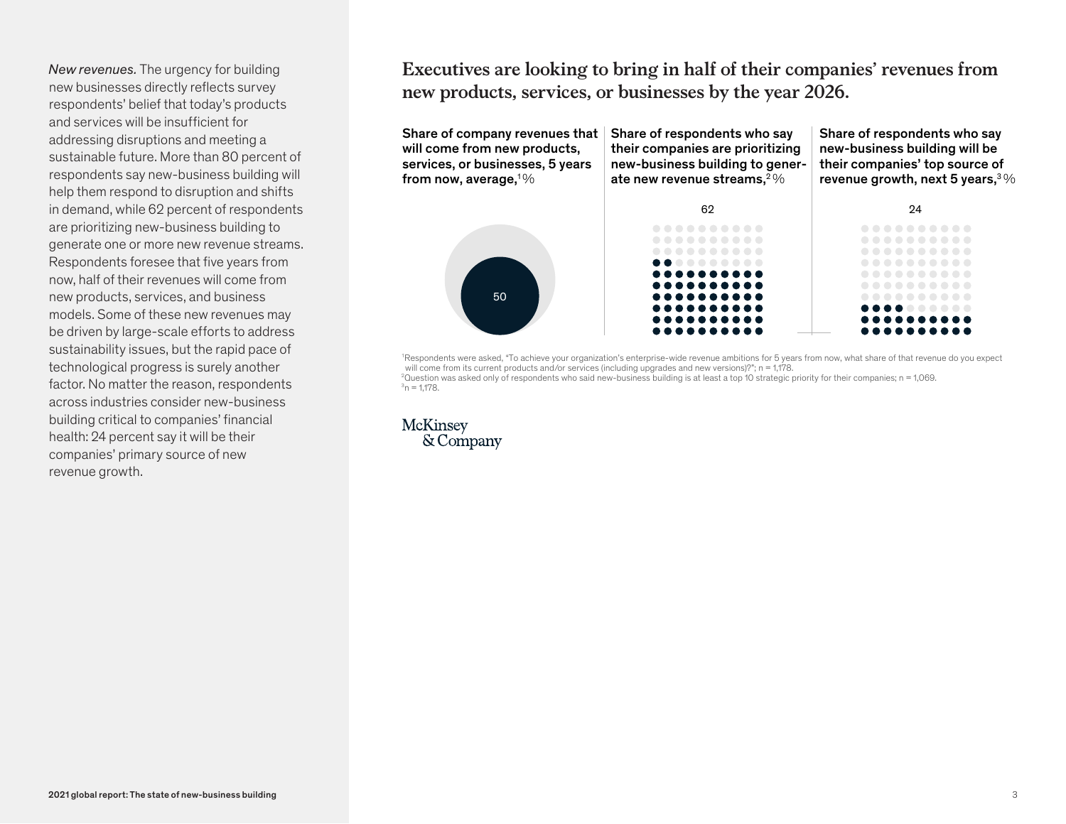*New revenues.* The urgency for building new businesses directly reflects survey respondents' belief that today's products and services will be insufficient for addressing disruptions and meeting a sustainable future. More than 80 percent of respondents say new-business building will help them respond to disruption and shifts in demand, while 62 percent of respondents are prioritizing new-business building to generate one or more new revenue streams. Respondents foresee that five years from now, half of their revenues will come from new products, services, and business models. Some of these new revenues may be driven by large-scale efforts to address sustainability issues, but the rapid pace of technological progress is surely another factor. No matter the reason, respondents across industries consider new-business building critical to companies' financial health: 24 percent say it will be their companies' primary source of new revenue growth.

## Executives are looking to bring in half of their companies' revenues from new products, services, or businesses by the year 2026.

| Share of company revenues that will come from new products, services, or businesses, 5 years from now, average,[1] % | Share of respondents who say their companies are prioritizing new-business building to generate new revenue streams,[2] % | Share of respondents who say new-business building will be their companies' top source of revenue growth, next 5 years,[3] % |
|---|---|---|
| 50 | 62 | 24 |

[1]Respondents were asked, "To achieve your organization's enterprise-wide revenue ambitions for 5 years from now, what share of that revenue do you expect will come from its current products and/or services (including upgrades and new versions)?"; n = 1,178.
[2]Question was asked only of respondents who said new-business building is at least a top 10 strategic priority for their companies; n = 1,069.
[3]n = 1,178.

McKinsey & Company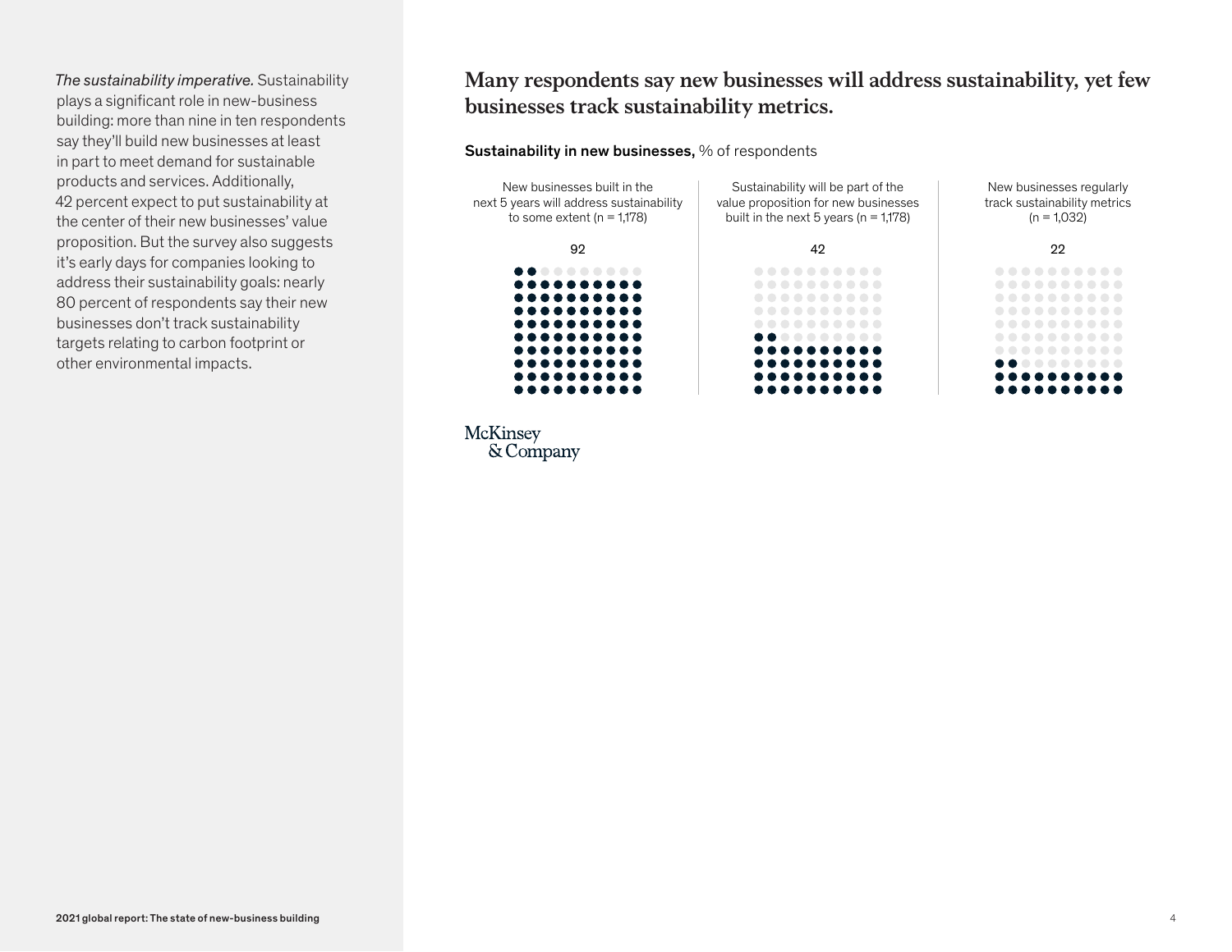*The sustainability imperative.* Sustainability plays a significant role in new-business building: more than nine in ten respondents say they'll build new businesses at least in part to meet demand for sustainable products and services. Additionally, 42 percent expect to put sustainability at the center of their new businesses' value proposition. But the survey also suggests it's early days for companies looking to address their sustainability goals: nearly 80 percent of respondents say their new businesses don't track sustainability targets relating to carbon footprint or other environmental impacts.

## Many respondents say new businesses will address sustainability, yet few businesses track sustainability metrics.

**Sustainability in new businesses,** % of respondents

| New businesses built in the next 5 years will address sustainability to some extent (n = 1,178) | Sustainability will be part of the value proposition for new businesses built in the next 5 years (n = 1,178) | New businesses regularly track sustainability metrics (n = 1,032) |
| --- | --- | --- |
| 92 | 42 | 22 |

McKinsey & Company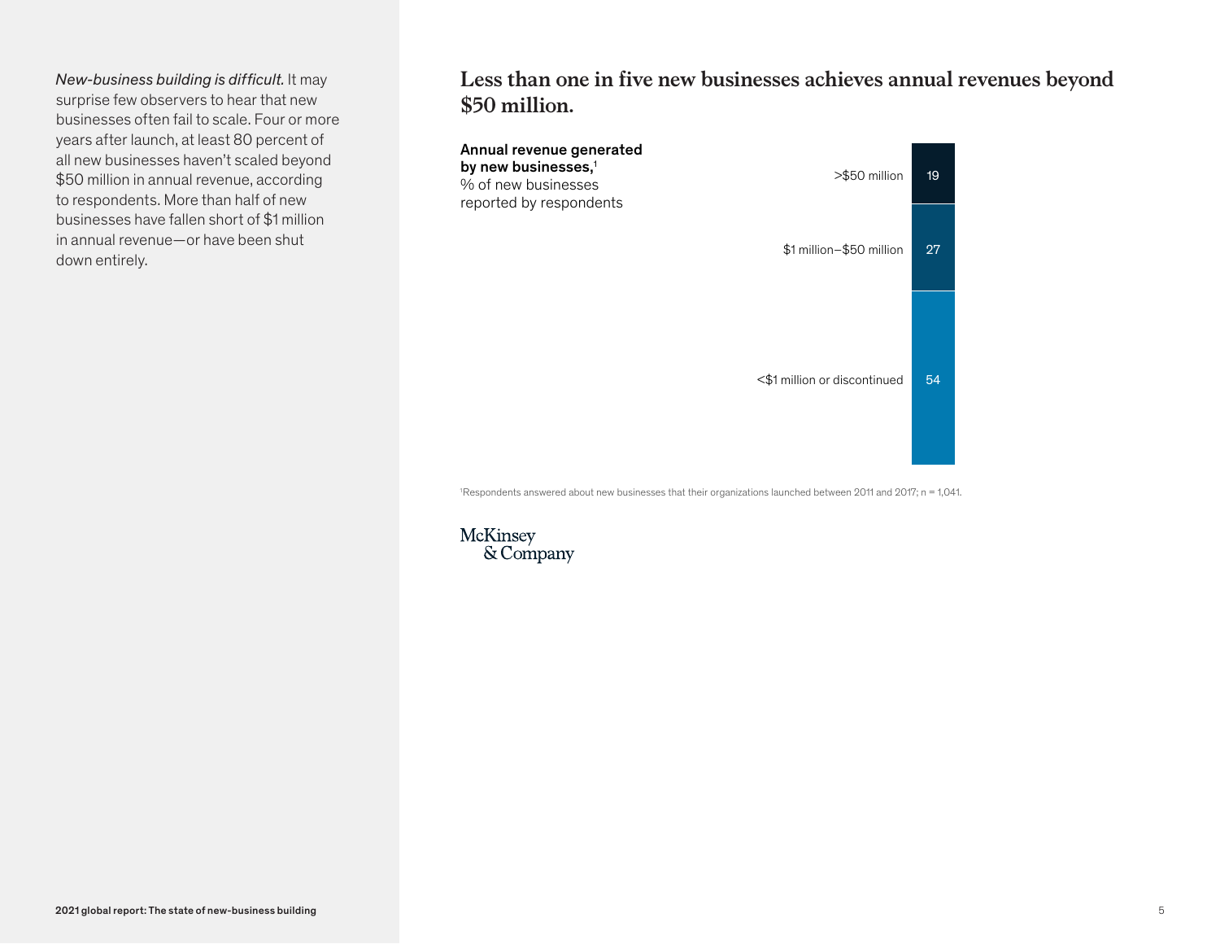*New-business building is difficult.* It may surprise few observers to hear that new businesses often fail to scale. Four or more years after launch, at least 80 percent of all new businesses haven't scaled beyond $50 million in annual revenue, according to respondents. More than half of new businesses have fallen short of $1 million in annual revenue—or have been shut down entirely.

## Less than one in five new businesses achieves annual revenues beyond $50 million.

**Annual revenue generated by new businesses,**[1]
% of new businesses reported by respondents

| Annual revenue | % |
|---|---|
| >$50 million | 19 |
| $1 million–$50 million | 27 |
| <$1 million or discontinued | 54 |

[1]Respondents answered about new businesses that their organizations launched between 2011 and 2017; n = 1,041.

McKinsey & Company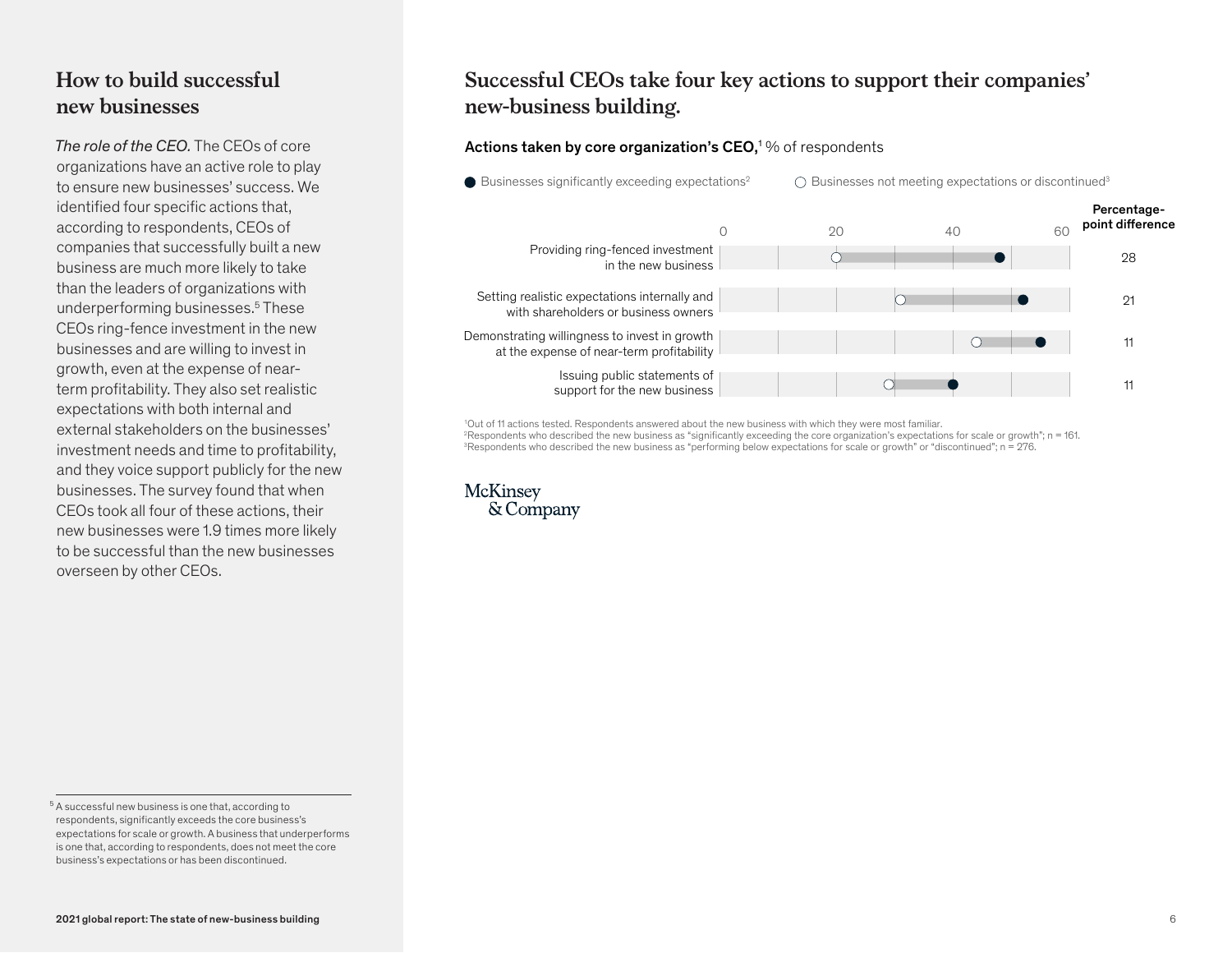## How to build successful new businesses

*The role of the CEO.* The CEOs of core organizations have an active role to play to ensure new businesses' success. We identified four specific actions that, according to respondents, CEOs of companies that successfully built a new business are much more likely to take than the leaders of organizations with underperforming businesses.[5] These CEOs ring-fence investment in the new businesses and are willing to invest in growth, even at the expense of near-term profitability. They also set realistic expectations with both internal and external stakeholders on the businesses' investment needs and time to profitability, and they voice support publicly for the new businesses. The survey found that when CEOs took all four of these actions, their new businesses were 1.9 times more likely to be successful than the new businesses overseen by other CEOs.

[5] A successful new business is one that, according to respondents, significantly exceeds the core business's expectations for scale or growth. A business that underperforms is one that, according to respondents, does not meet the core business's expectations or has been discontinued.

## Successful CEOs take four key actions to support their companies' new-business building.

**Actions taken by core organization's CEO,**[1] % of respondents

● Businesses significantly exceeding expectations[2]   ○ Businesses not meeting expectations or discontinued[3]

| Action | Percentage-point difference |
|---|---|
| Providing ring-fenced investment in the new business | 28 |
| Setting realistic expectations internally and with shareholders or business owners | 21 |
| Demonstrating willingness to invest in growth at the expense of near-term profitability | 11 |
| Issuing public statements of support for the new business | 11 |

[1]Out of 11 actions tested. Respondents answered about the new business with which they were most familiar.
[2]Respondents who described the new business as "significantly exceeding the core organization's expectations for scale or growth"; n = 161.
[3]Respondents who described the new business as "performing below expectations for scale or growth" or "discontinued"; n = 276.

McKinsey & Company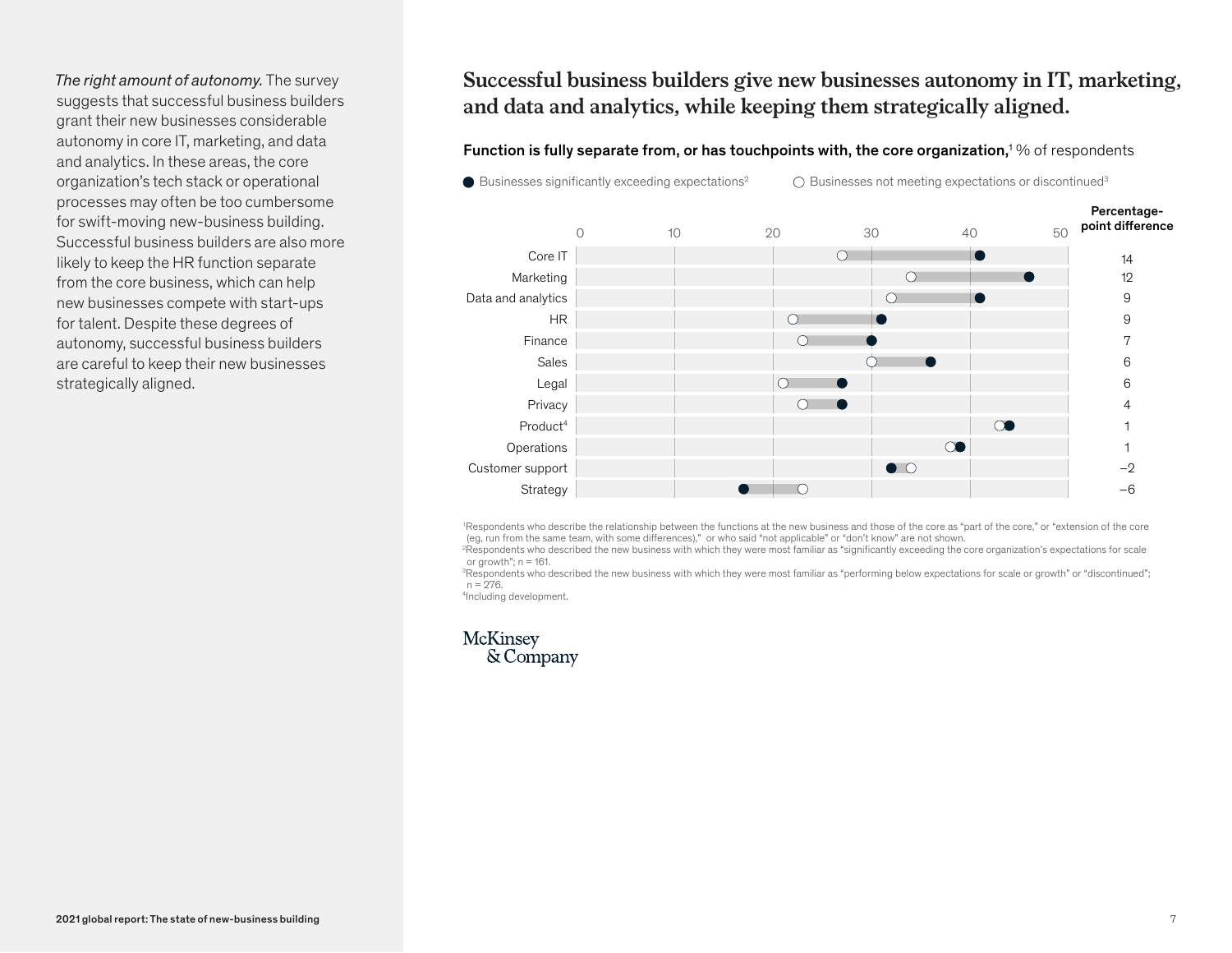*The right amount of autonomy.* The survey suggests that successful business builders grant their new businesses considerable autonomy in core IT, marketing, and data and analytics. In these areas, the core organization's tech stack or operational processes may often be too cumbersome for swift-moving new-business building. Successful business builders are also more likely to keep the HR function separate from the core business, which can help new businesses compete with start-ups for talent. Despite these degrees of autonomy, successful business builders are careful to keep their new businesses strategically aligned.

## Successful business builders give new businesses autonomy in IT, marketing, and data and analytics, while keeping them strategically aligned.

**Function is fully separate from, or has touchpoints with, the core organization,**[1] % of respondents

● Businesses significantly exceeding expectations[2] ○ Businesses not meeting expectations or discontinued[3]

| Function | Percentage-point difference |
|---|---|
| Core IT | 14 |
| Marketing | 12 |
| Data and analytics | 9 |
| HR | 9 |
| Finance | 7 |
| Sales | 6 |
| Legal | 6 |
| Privacy | 4 |
| Product[4] | 1 |
| Operations | 1 |
| Customer support | –2 |
| Strategy | –6 |

[1]Respondents who describe the relationship between the functions at the new business and those of the core as "part of the core," or "extension of the core (eg, run from the same team, with some differences)," or who said "not applicable" or "don't know" are not shown.
[2]Respondents who described the new business with which they were most familiar as "significantly exceeding the core organization's expectations for scale or growth"; n = 161.
[3]Respondents who described the new business with which they were most familiar as "performing below expectations for scale or growth" or "discontinued"; n = 276.
[4]Including development.

McKinsey & Company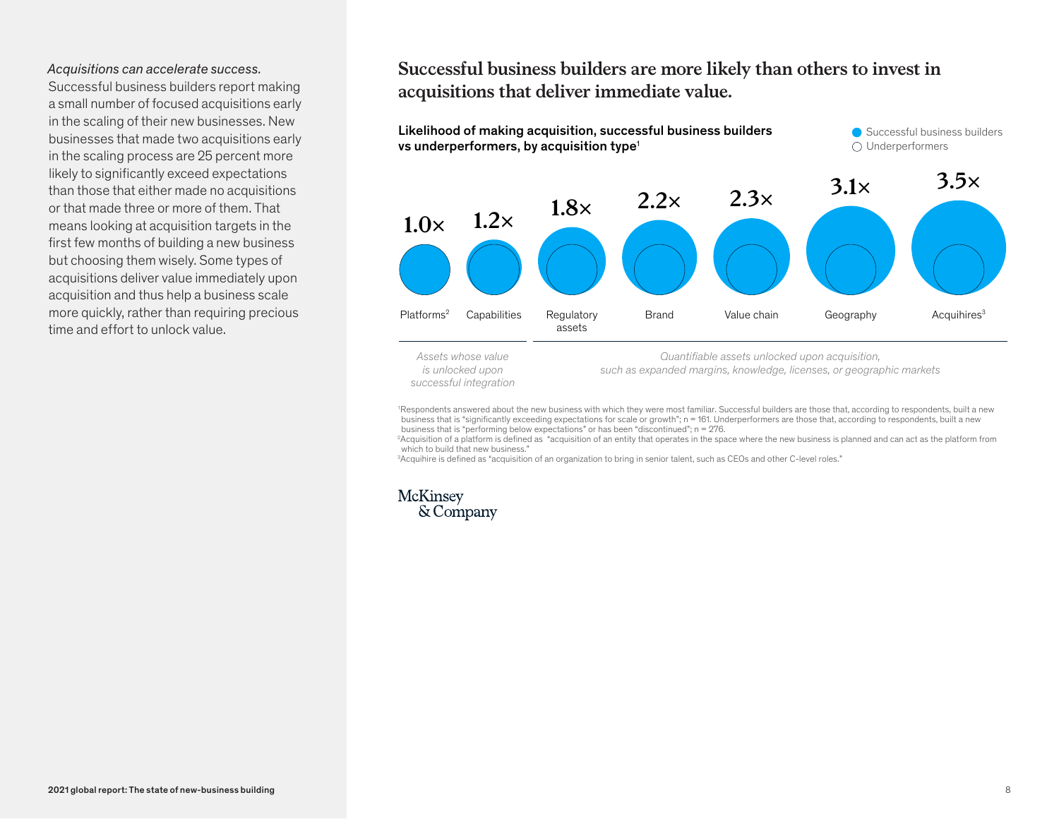*Acquisitions can accelerate success.*
Successful business builders report making a small number of focused acquisitions early in the scaling of their new businesses. New businesses that made two acquisitions early in the scaling process are 25 percent more likely to significantly exceed expectations than those that either made no acquisitions or that made three or more of them. That means looking at acquisition targets in the first few months of building a new business but choosing them wisely. Some types of acquisitions deliver value immediately upon acquisition and thus help a business scale more quickly, rather than requiring precious time and effort to unlock value.

## Successful business builders are more likely than others to invest in acquisitions that deliver immediate value.

**Likelihood of making acquisition, successful business builders vs underperformers, by acquisition type**[1]

● Successful business builders
○ Underperformers

| Acquisition type | Likelihood (successful vs underperformers) |
|---|---|
| Platforms[2] | 1.0× |
| Capabilities | 1.2× |
| Regulatory assets | 1.8× |
| Brand | 2.2× |
| Value chain | 2.3× |
| Geography | 3.1× |
| Acquihires[3] | 3.5× |

*Assets whose value is unlocked upon successful integration* (Platforms, Capabilities)

*Quantifiable assets unlocked upon acquisition, such as expanded margins, knowledge, licenses, or geographic markets* (Regulatory assets, Brand, Value chain, Geography, Acquihires)

[1]Respondents answered about the new business with which they were most familiar. Successful builders are those that, according to respondents, built a new business that is "significantly exceeding expectations for scale or growth"; n = 161. Underperformers are those that, according to respondents, built a new business that is "performing below expectations" or has been "discontinued"; n = 276.
[2]Acquisition of a platform is defined as "acquisition of an entity that operates in the space where the new business is planned and can act as the platform from which to build that new business."
[3]Acquihire is defined as "acquisition of an organization to bring in senior talent, such as CEOs and other C-level roles."

McKinsey & Company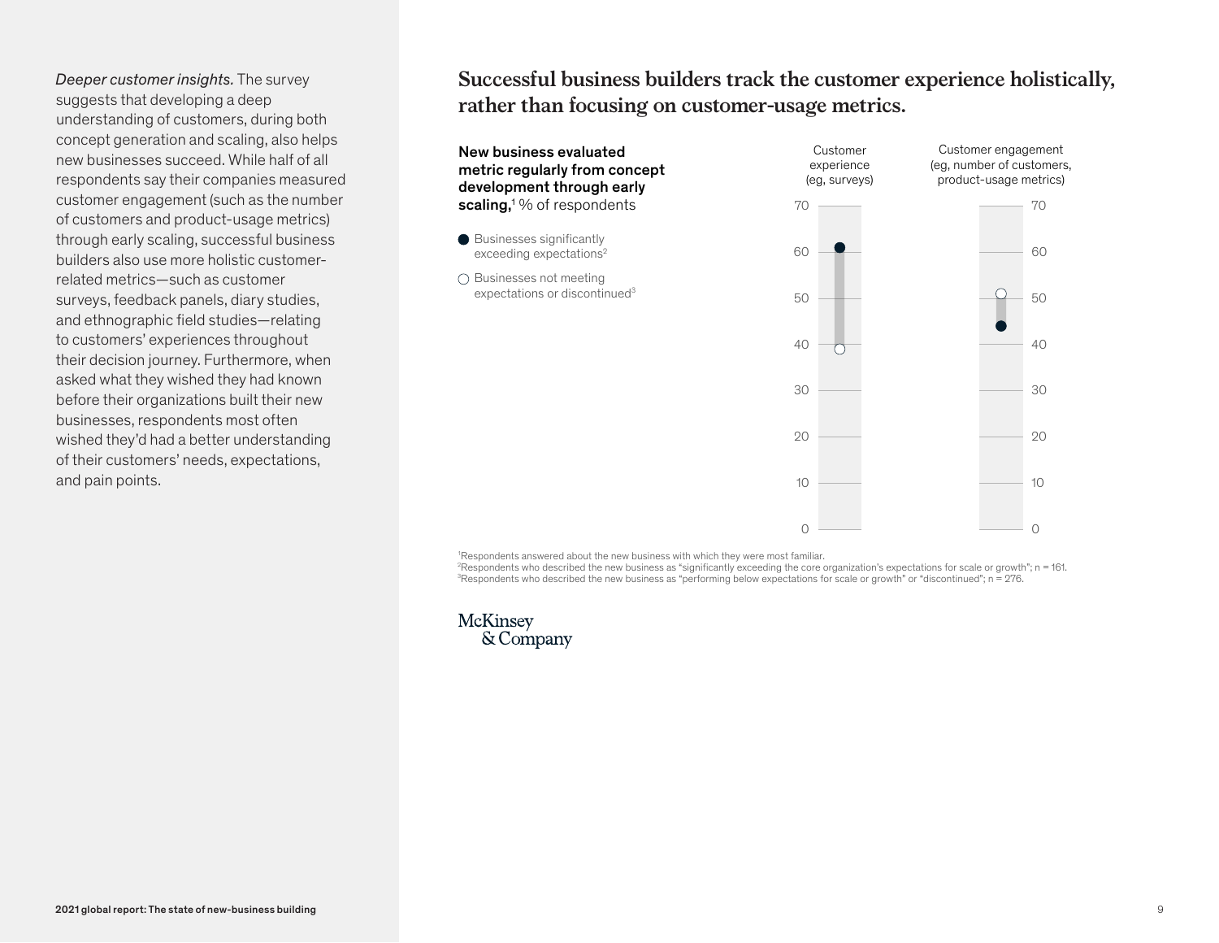*Deeper customer insights.* The survey suggests that developing a deep understanding of customers, during both concept generation and scaling, also helps new businesses succeed. While half of all respondents say their companies measured customer engagement (such as the number of customers and product-usage metrics) through early scaling, successful business builders also use more holistic customer-related metrics—such as customer surveys, feedback panels, diary studies, and ethnographic field studies—relating to customers' experiences throughout their decision journey. Furthermore, when asked what they wished they had known before their organizations built their new businesses, respondents most often wished they'd had a better understanding of their customers' needs, expectations, and pain points.

## Successful business builders track the customer experience holistically, rather than focusing on customer-usage metrics.

**New business evaluated metric regularly from concept development through early scaling,**[1] % of respondents

- ● Businesses significantly exceeding expectations[2]
- ○ Businesses not meeting expectations or discontinued[3]

| Metric | Businesses significantly exceeding expectations | Businesses not meeting expectations or discontinued |
|---|---|---|
| Customer experience (eg, surveys) | 61 | 39 |
| Customer engagement (eg, number of customers, product-usage metrics) | 44 | 51 |

[1]Respondents answered about the new business with which they were most familiar.
[2]Respondents who described the new business as "significantly exceeding the core organization's expectations for scale or growth"; n = 161.
[3]Respondents who described the new business as "performing below expectations for scale or growth" or "discontinued"; n = 276.

McKinsey & Company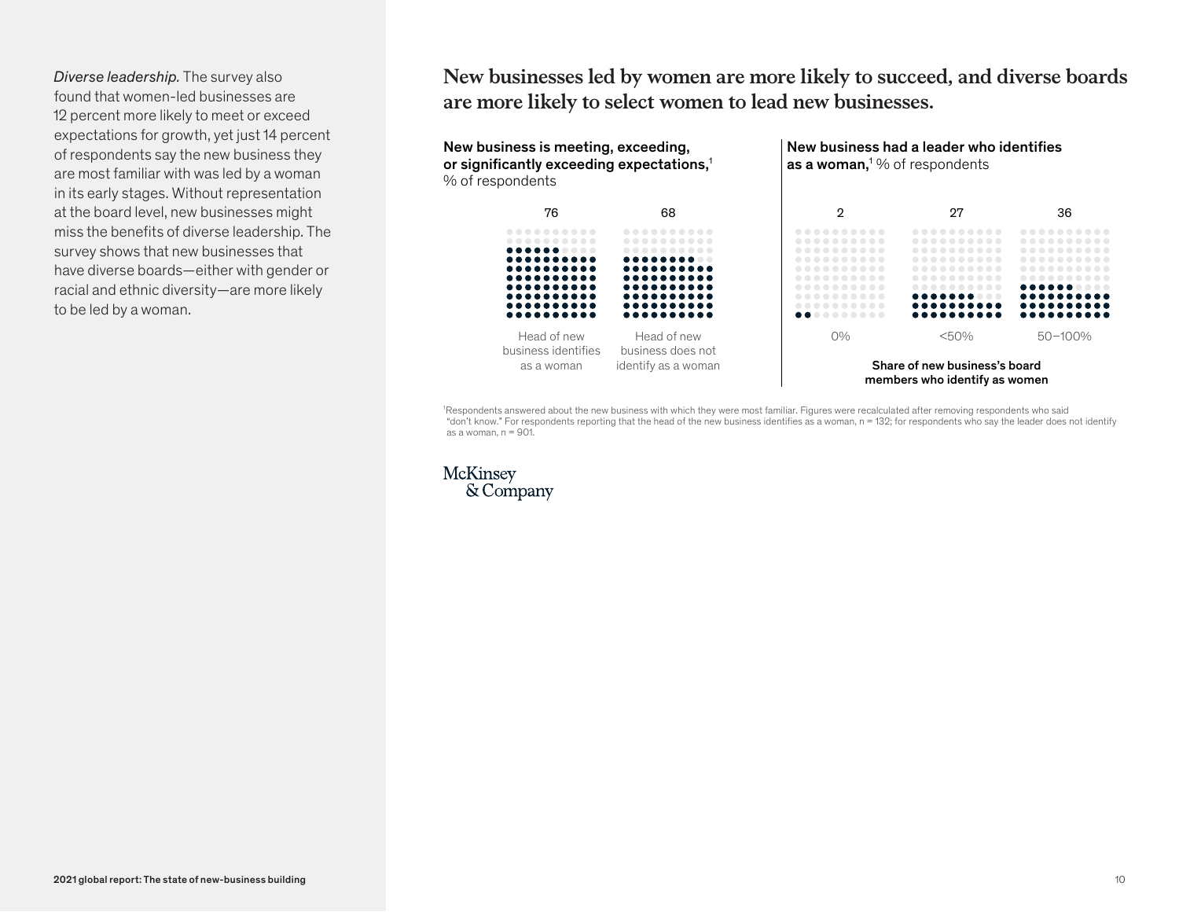*Diverse leadership.* The survey also found that women-led businesses are 12 percent more likely to meet or exceed expectations for growth, yet just 14 percent of respondents say the new business they are most familiar with was led by a woman in its early stages. Without representation at the board level, new businesses might miss the benefits of diverse leadership. The survey shows that new businesses that have diverse boards—either with gender or racial and ethnic diversity—are more likely to be led by a woman.

## New businesses led by women are more likely to succeed, and diverse boards are more likely to select women to lead new businesses.

**New business is meeting, exceeding, or significantly exceeding expectations,**[1] % of respondents

| Head of new business identifies as a woman | Head of new business does not identify as a woman |
|---|---|
| 76 | 68 |

**New business had a leader who identifies as a woman,**[1] % of respondents

| Share of new business's board members who identify as women | 0% | <50% | 50–100% |
|---|---|---|---|
| % of respondents | 2 | 27 | 36 |

[1]Respondents answered about the new business with which they were most familiar. Figures were recalculated after removing respondents who said "don't know." For respondents reporting that the head of the new business identifies as a woman, n = 132; for respondents who say the leader does not identify as a woman, n = 901.

McKinsey & Company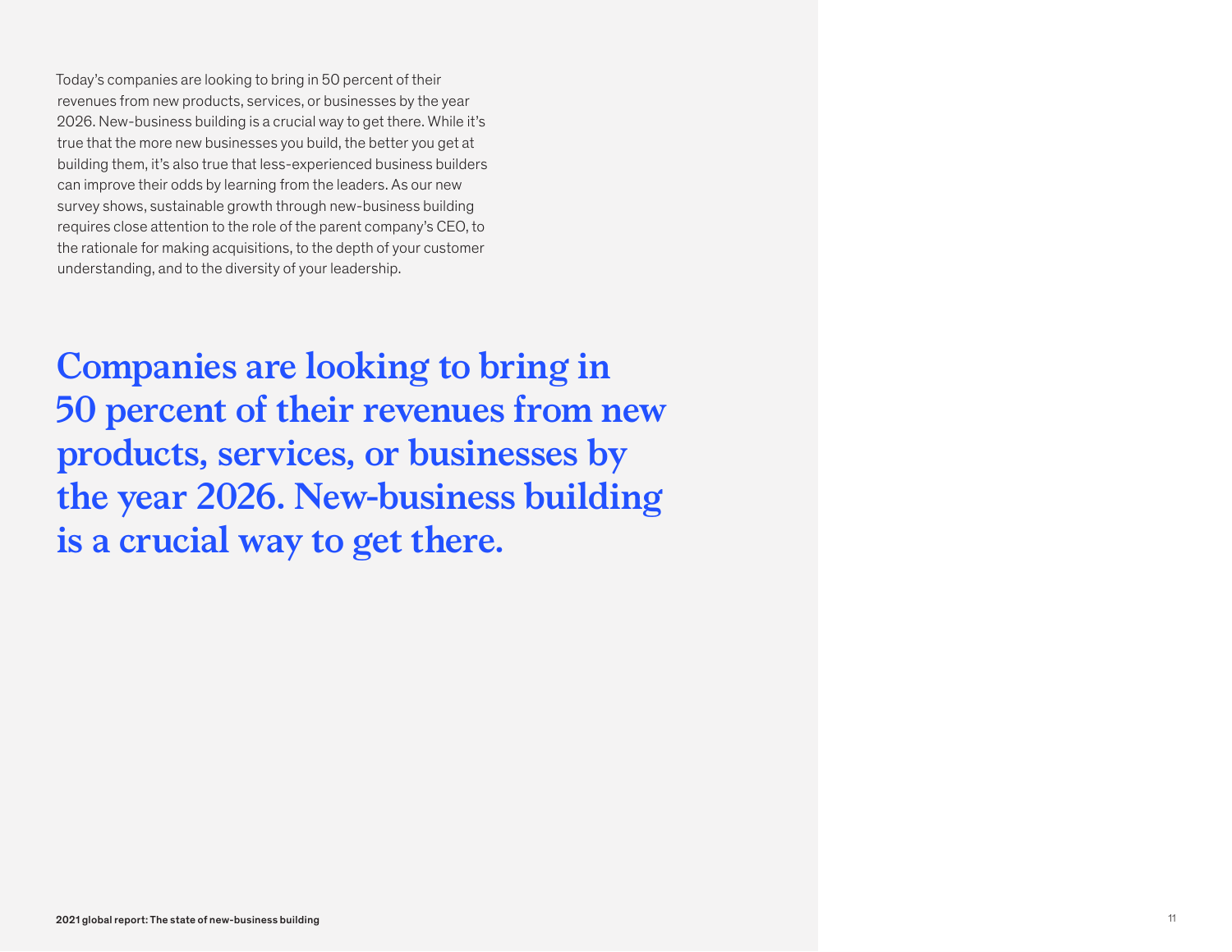Today's companies are looking to bring in 50 percent of their revenues from new products, services, or businesses by the year 2026. New-business building is a crucial way to get there. While it's true that the more new businesses you build, the better you get at building them, it's also true that less-experienced business builders can improve their odds by learning from the leaders. As our new survey shows, sustainable growth through new-business building requires close attention to the role of the parent company's CEO, to the rationale for making acquisitions, to the depth of your customer understanding, and to the diversity of your leadership.

**Companies are looking to bring in 50 percent of their revenues from new products, services, or businesses by the year 2026. New-business building is a crucial way to get there.**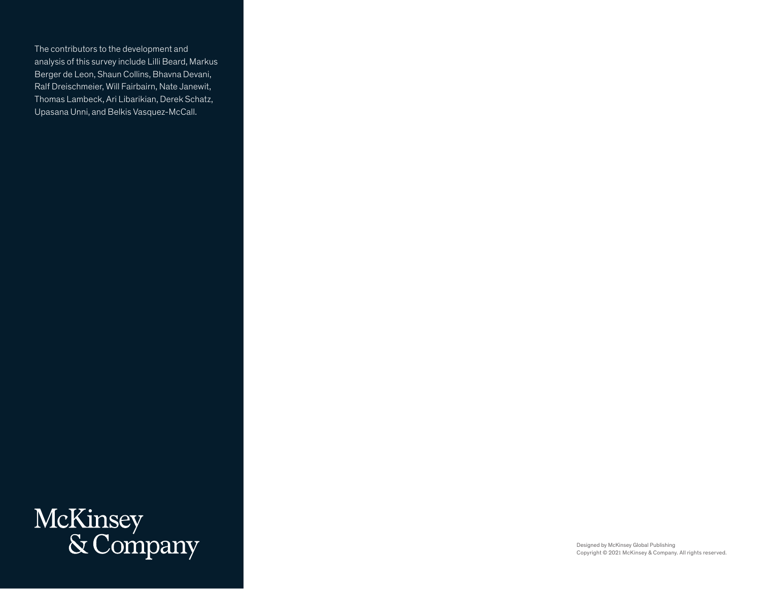The contributors to the development and analysis of this survey include Lilli Beard, Markus Berger de Leon, Shaun Collins, Bhavna Devani, Ralf Dreischmeier, Will Fairbairn, Nate Janewit, Thomas Lambeck, Ari Libarikian, Derek Schatz, Upasana Unni, and Belkis Vasquez-McCall.

McKinsey & Company

Designed by McKinsey Global Publishing
Copyright © 2021 McKinsey & Company. All rights reserved.